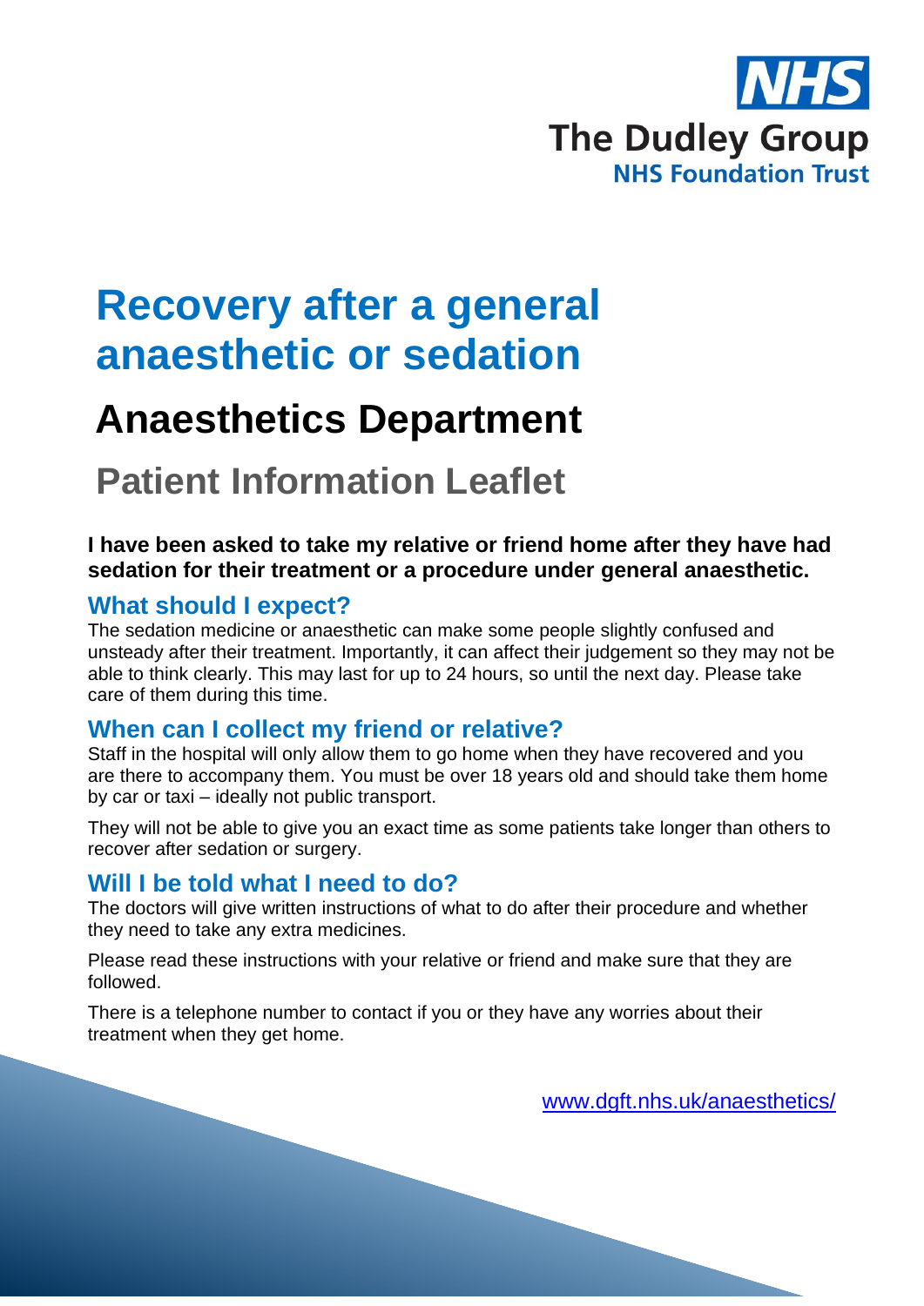NHS
The Dudley Group
NHS Foundation Trust

# Recovery after a general anaesthetic or sedation

# Anaesthetics Department

## Patient Information Leaflet

**I have been asked to take my relative or friend home after they have had sedation for their treatment or a procedure under general anaesthetic.**

### What should I expect?

The sedation medicine or anaesthetic can make some people slightly confused and unsteady after their treatment. Importantly, it can affect their judgement so they may not be able to think clearly. This may last for up to 24 hours, so until the next day. Please take care of them during this time.

### When can I collect my friend or relative?

Staff in the hospital will only allow them to go home when they have recovered and you are there to accompany them. You must be over 18 years old and should take them home by car or taxi – ideally not public transport.

They will not be able to give you an exact time as some patients take longer than others to recover after sedation or surgery.

### Will I be told what I need to do?

The doctors will give written instructions of what to do after their procedure and whether they need to take any extra medicines.

Please read these instructions with your relative or friend and make sure that they are followed.

There is a telephone number to contact if you or they have any worries about their treatment when they get home.

www.dgft.nhs.uk/anaesthetics/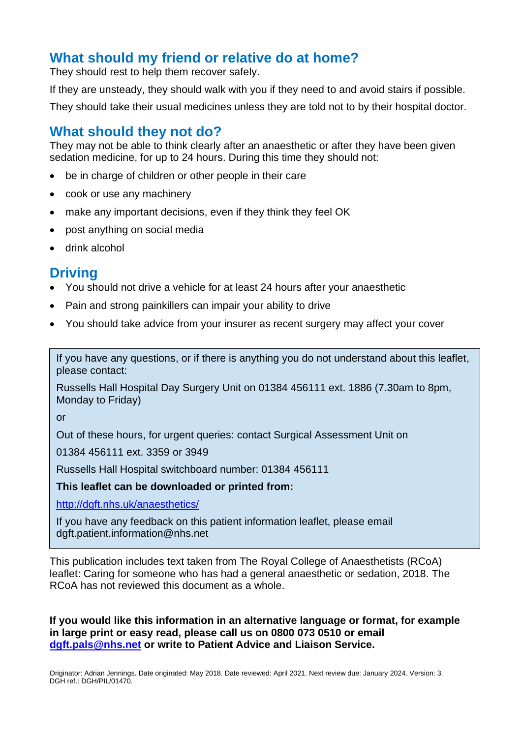## What should my friend or relative do at home?

They should rest to help them recover safely.

If they are unsteady, they should walk with you if they need to and avoid stairs if possible.

They should take their usual medicines unless they are told not to by their hospital doctor.

## What should they not do?

They may not be able to think clearly after an anaesthetic or after they have been given sedation medicine, for up to 24 hours. During this time they should not:

- be in charge of children or other people in their care
- cook or use any machinery
- make any important decisions, even if they think they feel OK
- post anything on social media
- drink alcohol

## Driving

- You should not drive a vehicle for at least 24 hours after your anaesthetic
- Pain and strong painkillers can impair your ability to drive
- You should take advice from your insurer as recent surgery may affect your cover

If you have any questions, or if there is anything you do not understand about this leaflet, please contact:

Russells Hall Hospital Day Surgery Unit on 01384 456111 ext. 1886 (7.30am to 8pm, Monday to Friday)

or

Out of these hours, for urgent queries: contact Surgical Assessment Unit on

01384 456111 ext. 3359 or 3949

Russells Hall Hospital switchboard number: 01384 456111

**This leaflet can be downloaded or printed from:**

http://dgft.nhs.uk/anaesthetics/

If you have any feedback on this patient information leaflet, please email dgft.patient.information@nhs.net

This publication includes text taken from The Royal College of Anaesthetists (RCoA) leaflet: Caring for someone who has had a general anaesthetic or sedation, 2018. The RCoA has not reviewed this document as a whole.

**If you would like this information in an alternative language or format, for example in large print or easy read, please call us on 0800 073 0510 or email dgft.pals@nhs.net or write to Patient Advice and Liaison Service.**

Originator: Adrian Jennings. Date originated: May 2018. Date reviewed: April 2021. Next review due: January 2024. Version: 3. DGH ref.: DGH/PIL/01470.